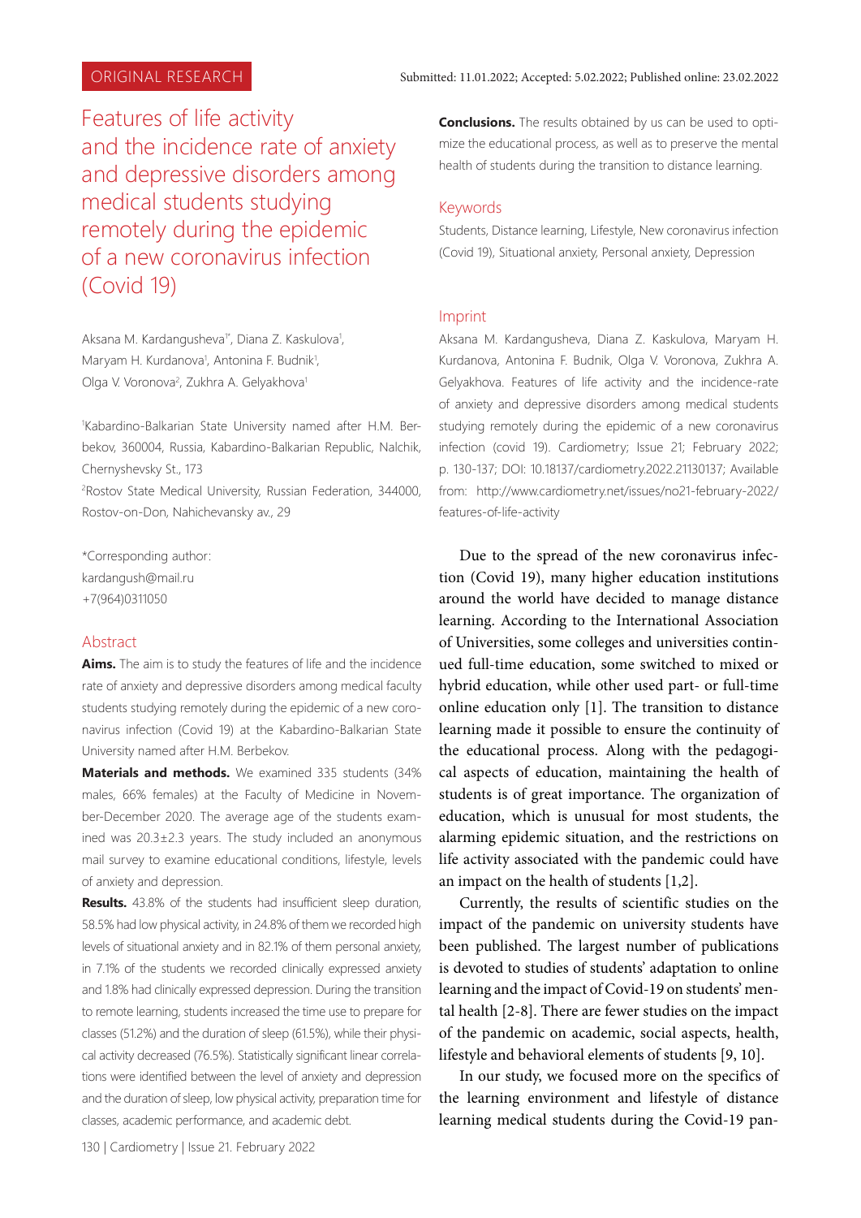ORIGINAL RESEARCH

Submitted: 11.01.2022; Accepted: 5.02.2022; Published online: 23.02.2022

# Features of life activity and the incidence rate of anxiety and depressive disorders among medical students studying remotely during the epidemic of a new coronavirus infection (Covid 19)

Aksana M. Kardangusheva[1*], Diana Z. Kaskulova[1], Maryam H. Kurdanova[1], Antonina F. Budnik[1], Olga V. Voronova[2], Zukhra A. Gelyakhova[1]

[1]Kabardino-Balkarian State University named after H.M. Berbekov, 360004, Russia, Kabardino-Balkarian Republic, Nalchik, Chernyshevsky St., 173

[2]Rostov State Medical University, Russian Federation, 344000, Rostov-on-Don, Nahichevansky av., 29

*Corresponding author:
kardangush@mail.ru
+7(964)0311050

## Abstract

**Aims.** The aim is to study the features of life and the incidence rate of anxiety and depressive disorders among medical faculty students studying remotely during the epidemic of a new coronavirus infection (Covid 19) at the Kabardino-Balkarian State University named after H.M. Berbekov.

**Materials and methods.** We examined 335 students (34% males, 66% females) at the Faculty of Medicine in November-December 2020. The average age of the students examined was 20.3±2.3 years. The study included an anonymous mail survey to examine educational conditions, lifestyle, levels of anxiety and depression.

**Results.** 43.8% of the students had insufficient sleep duration, 58.5% had low physical activity, in 24.8% of them we recorded high levels of situational anxiety and in 82.1% of them personal anxiety, in 7.1% of the students we recorded clinically expressed anxiety and 1.8% had clinically expressed depression. During the transition to remote learning, students increased the time use to prepare for classes (51.2%) and the duration of sleep (61.5%), while their physical activity decreased (76.5%). Statistically significant linear correlations were identified between the level of anxiety and depression and the duration of sleep, low physical activity, preparation time for classes, academic performance, and academic debt.

**Conclusions.** The results obtained by us can be used to optimize the educational process, as well as to preserve the mental health of students during the transition to distance learning.

## Keywords

Students, Distance learning, Lifestyle, New coronavirus infection (Covid 19), Situational anxiety, Personal anxiety, Depression

## Imprint

Aksana M. Kardangusheva, Diana Z. Kaskulova, Maryam H. Kurdanova, Antonina F. Budnik, Olga V. Voronova, Zukhra A. Gelyakhova. Features of life activity and the incidence-rate of anxiety and depressive disorders among medical students studying remotely during the epidemic of a new coronavirus infection (covid 19). Cardiometry; Issue 21; February 2022; p. 130-137; DOI: 10.18137/cardiometry.2022.21130137; Available from: http://www.cardiometry.net/issues/no21-february-2022/features-of-life-activity

Due to the spread of the new coronavirus infection (Covid 19), many higher education institutions around the world have decided to manage distance learning. According to the International Association of Universities, some colleges and universities continued full-time education, some switched to mixed or hybrid education, while other used part- or full-time online education only [1]. The transition to distance learning made it possible to ensure the continuity of the educational process. Along with the pedagogical aspects of education, maintaining the health of students is of great importance. The organization of education, which is unusual for most students, the alarming epidemic situation, and the restrictions on life activity associated with the pandemic could have an impact on the health of students [1,2].

Currently, the results of scientific studies on the impact of the pandemic on university students have been published. The largest number of publications is devoted to studies of students' adaptation to online learning and the impact of Covid-19 on students' mental health [2-8]. There are fewer studies on the impact of the pandemic on academic, social aspects, health, lifestyle and behavioral elements of students [9, 10].

In our study, we focused more on the specifics of the learning environment and lifestyle of distance learning medical students during the Covid-19 pan-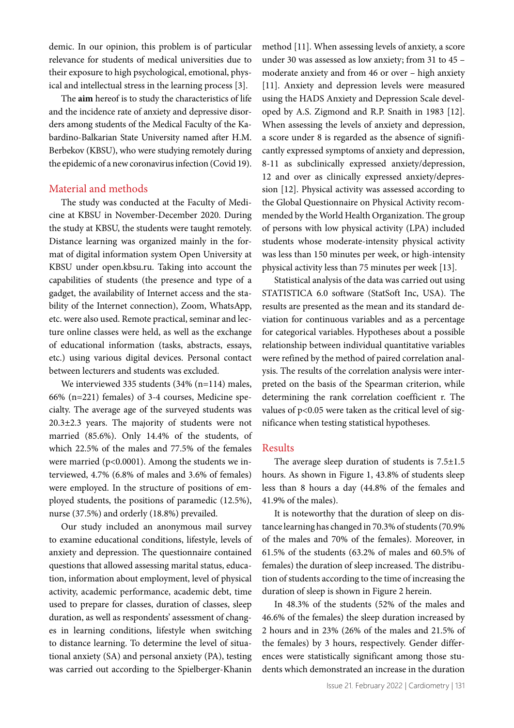demic. In our opinion, this problem is of particular relevance for students of medical universities due to their exposure to high psychological, emotional, physical and intellectual stress in the learning process [3].

The **aim** hereof is to study the characteristics of life and the incidence rate of anxiety and depressive disorders among students of the Medical Faculty of the Kabardino-Balkarian State University named after H.M. Berbekov (KBSU), who were studying remotely during the epidemic of a new coronavirus infection (Covid 19).

## Material and methods

The study was conducted at the Faculty of Medicine at KBSU in November-December 2020. During the study at KBSU, the students were taught remotely. Distance learning was organized mainly in the format of digital information system Open University at KBSU under open.kbsu.ru. Taking into account the capabilities of students (the presence and type of a gadget, the availability of Internet access and the stability of the Internet connection), Zoom, WhatsApp, etc. were also used. Remote practical, seminar and lecture online classes were held, as well as the exchange of educational information (tasks, abstracts, essays, etc.) using various digital devices. Personal contact between lecturers and students was excluded.

We interviewed 335 students (34% (n=114) males, 66% (n=221) females) of 3-4 courses, Medicine specialty. The average age of the surveyed students was 20.3±2.3 years. The majority of students were not married (85.6%). Only 14.4% of the students, of which 22.5% of the males and 77.5% of the females were married ($p<0.0001$). Among the students we interviewed, 4.7% (6.8% of males and 3.6% of females) were employed. In the structure of positions of employed students, the positions of paramedic (12.5%), nurse (37.5%) and orderly (18.8%) prevailed.

Our study included an anonymous mail survey to examine educational conditions, lifestyle, levels of anxiety and depression. The questionnaire contained questions that allowed assessing marital status, education, information about employment, level of physical activity, academic performance, academic debt, time used to prepare for classes, duration of classes, sleep duration, as well as respondents' assessment of changes in learning conditions, lifestyle when switching to distance learning. To determine the level of situational anxiety (SA) and personal anxiety (PA), testing was carried out according to the Spielberger-Khanin method [11]. When assessing levels of anxiety, a score under 30 was assessed as low anxiety; from 31 to 45 – moderate anxiety and from 46 or over – high anxiety [11]. Anxiety and depression levels were measured using the HADS Anxiety and Depression Scale developed by A.S. Zigmond and R.P. Snaith in 1983 [12]. When assessing the levels of anxiety and depression, a score under 8 is regarded as the absence of significantly expressed symptoms of anxiety and depression, 8-11 as subclinically expressed anxiety/depression, 12 and over as clinically expressed anxiety/depression [12]. Physical activity was assessed according to the Global Questionnaire on Physical Activity recommended by the World Health Organization. The group of persons with low physical activity (LPA) included students whose moderate-intensity physical activity was less than 150 minutes per week, or high-intensity physical activity less than 75 minutes per week [13].

Statistical analysis of the data was carried out using STATISTICA 6.0 software (StatSoft Inc, USA). The results are presented as the mean and its standard deviation for continuous variables and as a percentage for categorical variables. Hypotheses about a possible relationship between individual quantitative variables were refined by the method of paired correlation analysis. The results of the correlation analysis were interpreted on the basis of the Spearman criterion, while determining the rank correlation coefficient r. The values of $p<0.05$ were taken as the critical level of significance when testing statistical hypotheses.

## Results

The average sleep duration of students is 7.5±1.5 hours. As shown in Figure 1, 43.8% of students sleep less than 8 hours a day (44.8% of the females and 41.9% of the males).

It is noteworthy that the duration of sleep on distance learning has changed in 70.3% of students (70.9% of the males and 70% of the females). Moreover, in 61.5% of the students (63.2% of males and 60.5% of females) the duration of sleep increased. The distribution of students according to the time of increasing the duration of sleep is shown in Figure 2 herein.

In 48.3% of the students (52% of the males and 46.6% of the females) the sleep duration increased by 2 hours and in 23% (26% of the males and 21.5% of the females) by 3 hours, respectively. Gender differences were statistically significant among those students which demonstrated an increase in the duration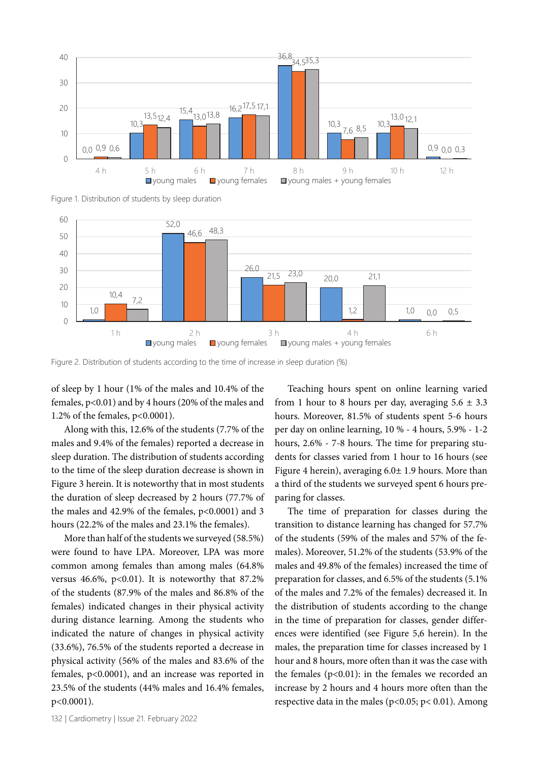Figure 1. Distribution of students by sleep duration

Figure 2. Distribution of students according to the time of increase in sleep duration (%)

of sleep by 1 hour (1% of the males and 10.4% of the females, $p<0.01$) and by 4 hours (20% of the males and 1.2% of the females, $p<0.0001$).

Along with this, 12.6% of the students (7.7% of the males and 9.4% of the females) reported a decrease in sleep duration. The distribution of students according to the time of the sleep duration decrease is shown in Figure 3 herein. It is noteworthy that in most students the duration of sleep decreased by 2 hours (77.7% of the males and 42.9% of the females, $p<0.0001$) and 3 hours (22.2% of the males and 23.1% the females).

More than half of the students we surveyed (58.5%) were found to have LPA. Moreover, LPA was more common among females than among males (64.8% versus 46.6%, $p<0.01$). It is noteworthy that 87.2% of the students (87.9% of the males and 86.8% of the females) indicated changes in their physical activity during distance learning. Among the students who indicated the nature of changes in physical activity (33.6%), 76.5% of the students reported a decrease in physical activity (56% of the males and 83.6% of the females, $p<0.0001$), and an increase was reported in 23.5% of the students (44% males and 16.4% females, $p<0.0001$).

Teaching hours spent on online learning varied from 1 hour to 8 hours per day, averaging 5.6 ± 3.3 hours. Moreover, 81.5% of students spent 5-6 hours per day on online learning, 10 % - 4 hours, 5.9% - 1-2 hours, 2.6% - 7-8 hours. The time for preparing students for classes varied from 1 hour to 16 hours (see Figure 4 herein), averaging 6.0± 1.9 hours. More than a third of the students we surveyed spent 6 hours preparing for classes.

The time of preparation for classes during the transition to distance learning has changed for 57.7% of the students (59% of the males and 57% of the females). Moreover, 51.2% of the students (53.9% of the males and 49.8% of the females) increased the time of preparation for classes, and 6.5% of the students (5.1% of the males and 7.2% of the females) decreased it. In the distribution of students according to the change in the time of preparation for classes, gender differences were identified (see Figure 5,6 herein). In the males, the preparation time for classes increased by 1 hour and 8 hours, more often than it was the case with the females ($p<0.01$): in the females we recorded an increase by 2 hours and 4 hours more often than the respective data in the males ($p<0.05$; $p< 0.01$). Among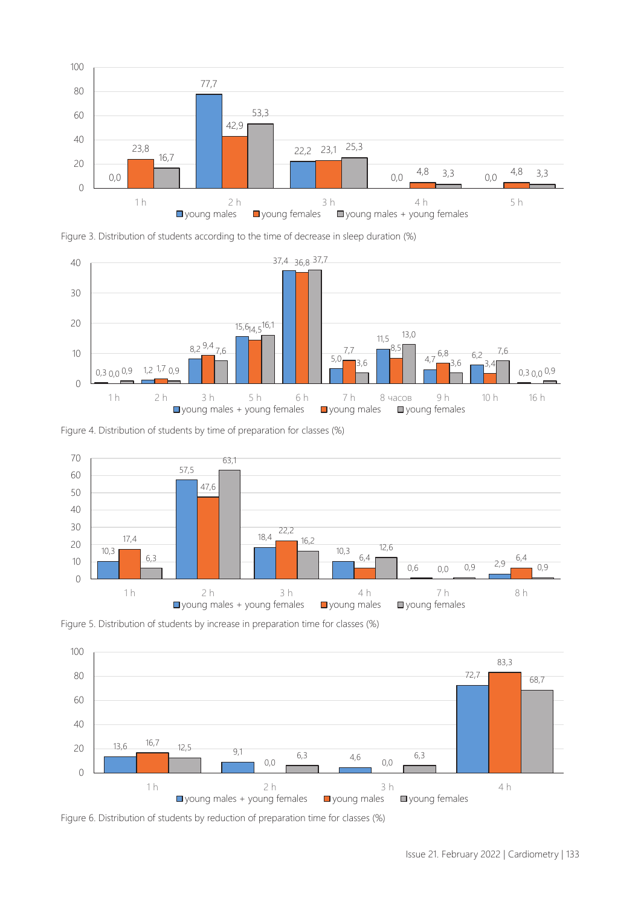| | young males | young females | young males + young females |
|---|---|---|---|
| 1 h | 0,0 | 23,8 | 16,7 |
| 2 h | 77,7 | 42,9 | 53,3 |
| 3 h | 22,2 | 23,1 | 25,3 |
| 4 h | 0,0 | 4,8 | 3,3 |
| 5 h | 0,0 | 4,8 | 3,3 |

Figure 3. Distribution of students according to the time of decrease in sleep duration (%)

| | young males + young females | young males | young females |
|---|---|---|---|
| 1 h | 0,3 | 0,0 | 0,9 |
| 2 h | 1,2 | 1,7 | 0,9 |
| 3 h | 8,2 | 9,4 | 7,6 |
| 5 h | 15,6 | 14,5 | 16,1 |
| 6 h | 37,4 | 36,8 | 37,7 |
| 7 h | 5,0 | 7,7 | 3,6 |
| 8 часов | 11,5 | 8,5 | 13,0 |
| 9 h | 4,7 | 6,8 | 3,6 |
| 10 h | 6,2 | 3,4 | 7,6 |
| 16 h | 0,3 | 0,0 | 0,9 |

Figure 4. Distribution of students by time of preparation for classes (%)

| | young males + young females | young males | young females |
|---|---|---|---|
| 1 h | 10,3 | 17,4 | 6,3 |
| 2 h | 57,5 | 47,6 | 63,1 |
| 3 h | 18,4 | 22,2 | 16,2 |
| 4 h | 10,3 | 6,4 | 12,6 |
| 7 h | 0,6 | 0,0 | 0,9 |
| 8 h | 2,9 | 6,4 | 0,9 |

Figure 5. Distribution of students by increase in preparation time for classes (%)

| | young males + young females | young males | young females |
|---|---|---|---|
| 1 h | 13,6 | 16,7 | 12,5 |
| 2 h | 9,1 | 0,0 | 6,3 |
| 3 h | 4,6 | 0,0 | 6,3 |
| 4 h | 72,7 | 83,3 | 68,7 |

Figure 6. Distribution of students by reduction of preparation time for classes (%)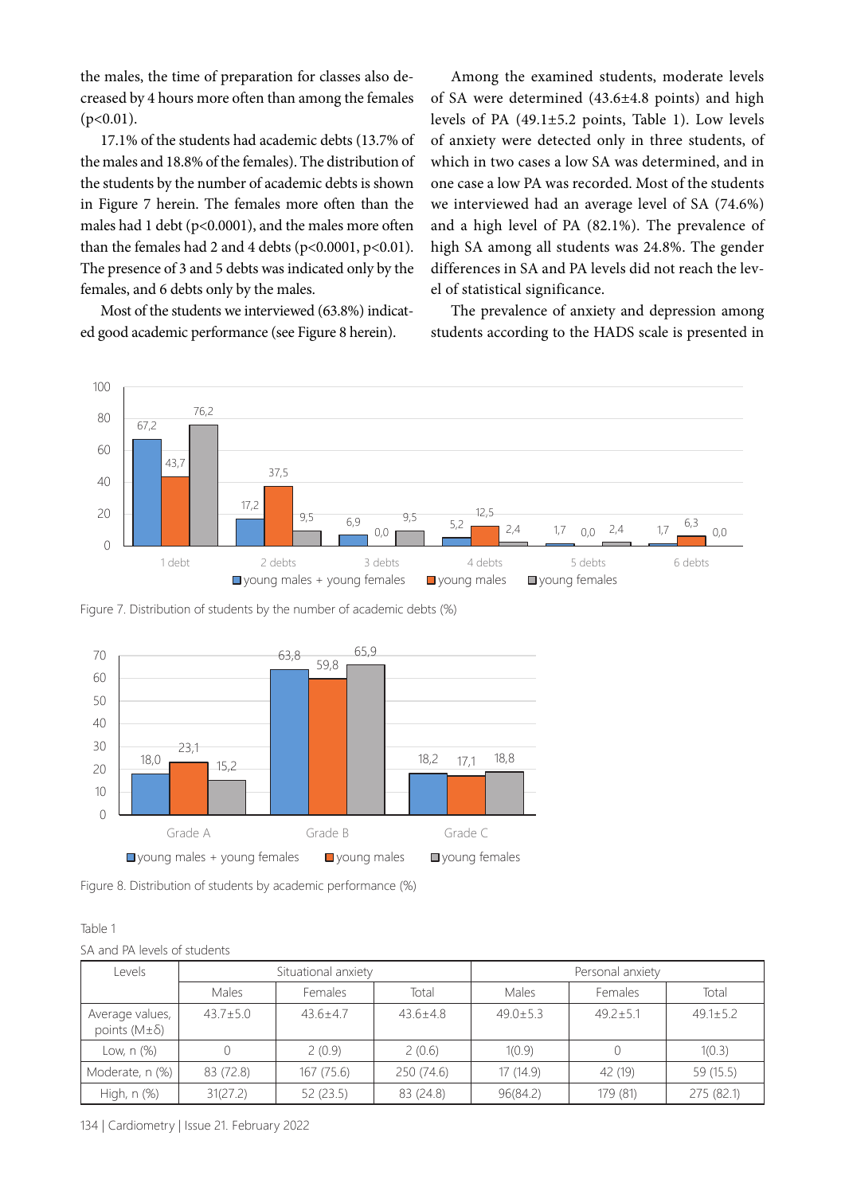the males, the time of preparation for classes also decreased by 4 hours more often than among the females ($p<0.01$).

17.1% of the students had academic debts (13.7% of the males and 18.8% of the females). The distribution of the students by the number of academic debts is shown in Figure 7 herein. The females more often than the males had 1 debt ($p<0.0001$), and the males more often than the females had 2 and 4 debts ($p<0.0001$, $p<0.01$). The presence of 3 and 5 debts was indicated only by the females, and 6 debts only by the males.

Most of the students we interviewed (63.8%) indicated good academic performance (see Figure 8 herein).

Among the examined students, moderate levels of SA were determined (43.6±4.8 points) and high levels of PA (49.1±5.2 points, Table 1). Low levels of anxiety were detected only in three students, of which in two cases a low SA was determined, and in one case a low PA was recorded. Most of the students we interviewed had an average level of SA (74.6%) and a high level of PA (82.1%). The prevalence of high SA among all students was 24.8%. The gender differences in SA and PA levels did not reach the level of statistical significance.

The prevalence of anxiety and depression among students according to the HADS scale is presented in

Figure 7. Distribution of students by the number of academic debts (%)

Figure 8. Distribution of students by academic performance (%)

Table 1

SA and PA levels of students

| Levels | Situational anxiety | | | Personal anxiety | | |
|---|---|---|---|---|---|---|
| | Males | Females | Total | Males | Females | Total |
| Average values, points (M±δ) | 43.7±5.0 | 43.6±4.7 | 43.6±4.8 | 49.0±5.3 | 49.2±5.1 | 49.1±5.2 |
| Low, n (%) | 0 | 2 (0.9) | 2 (0.6) | 1(0.9) | 0 | 1(0.3) |
| Moderate, n (%) | 83 (72.8) | 167 (75.6) | 250 (74.6) | 17 (14.9) | 42 (19) | 59 (15.5) |
| High, n (%) | 31(27.2) | 52 (23.5) | 83 (24.8) | 96(84.2) | 179 (81) | 275 (82.1) |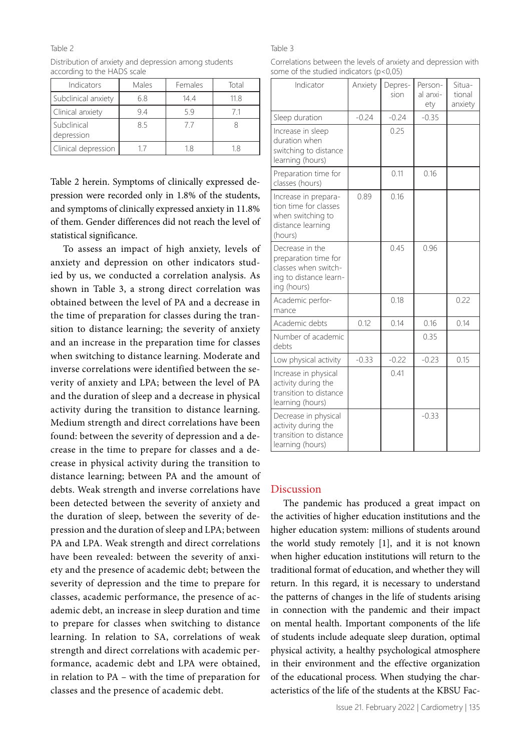Table 2

Distribution of anxiety and depression among students according to the HADS scale

| Indicators | Males | Females | Total |
|---|---|---|---|
| Subclinical anxiety | 6.8 | 14.4 | 11.8 |
| Clinical anxiety | 9.4 | 5.9 | 7.1 |
| Subclinical depression | 8.5 | 7.7 | 8 |
| Clinical depression | 1.7 | 1.8 | 1.8 |

Table 2 herein. Symptoms of clinically expressed depression were recorded only in 1.8% of the students, and symptoms of clinically expressed anxiety in 11.8% of them. Gender differences did not reach the level of statistical significance.

To assess an impact of high anxiety, levels of anxiety and depression on other indicators studied by us, we conducted a correlation analysis. As shown in Table 3, a strong direct correlation was obtained between the level of PA and a decrease in the time of preparation for classes during the transition to distance learning; the severity of anxiety and an increase in the preparation time for classes when switching to distance learning. Moderate and inverse correlations were identified between the severity of anxiety and LPA; between the level of PA and the duration of sleep and a decrease in physical activity during the transition to distance learning. Medium strength and direct correlations have been found: between the severity of depression and a decrease in the time to prepare for classes and a decrease in physical activity during the transition to distance learning; between PA and the amount of debts. Weak strength and inverse correlations have been detected between the severity of anxiety and the duration of sleep, between the severity of depression and the duration of sleep and LPA; between PA and LPA. Weak strength and direct correlations have been revealed: between the severity of anxiety and the presence of academic debt; between the severity of depression and the time to prepare for classes, academic performance, the presence of academic debt, an increase in sleep duration and time to prepare for classes when switching to distance learning. In relation to SA, correlations of weak strength and direct correlations with academic performance, academic debt and LPA were obtained, in relation to PA – with the time of preparation for classes and the presence of academic debt.

Table 3

Correlations between the levels of anxiety and depression with some of the studied indicators (p<0,05)

| Indicator | Anxiety | Depression | Personal anxiety | Situational anxiety |
|---|---|---|---|---|
| Sleep duration | -0.24 | -0.24 | -0.35 | |
| Increase in sleep duration when switching to distance learning (hours) | | 0.25 | | |
| Preparation time for classes (hours) | | 0.11 | 0.16 | |
| Increase in preparation time for classes when switching to distance learning (hours) | 0.89 | 0.16 | | |
| Decrease in the preparation time for classes when switching to distance learning (hours) | | 0.45 | 0.96 | |
| Academic performance | | 0.18 | | 0.22 |
| Academic debts | 0.12 | 0.14 | 0.16 | 0.14 |
| Number of academic debts | | | 0.35 | |
| Low physical activity | -0.33 | -0.22 | -0.23 | 0.15 |
| Increase in physical activity during the transition to distance learning (hours) | | 0.41 | | |
| Decrease in physical activity during the transition to distance learning (hours) | | | -0.33 | |

## Discussion

The pandemic has produced a great impact on the activities of higher education institutions and the higher education system: millions of students around the world study remotely [1], and it is not known when higher education institutions will return to the traditional format of education, and whether they will return. In this regard, it is necessary to understand the patterns of changes in the life of students arising in connection with the pandemic and their impact on mental health. Important components of the life of students include adequate sleep duration, optimal physical activity, a healthy psychological atmosphere in their environment and the effective organization of the educational process. When studying the characteristics of the life of the students at the KBSU Fac-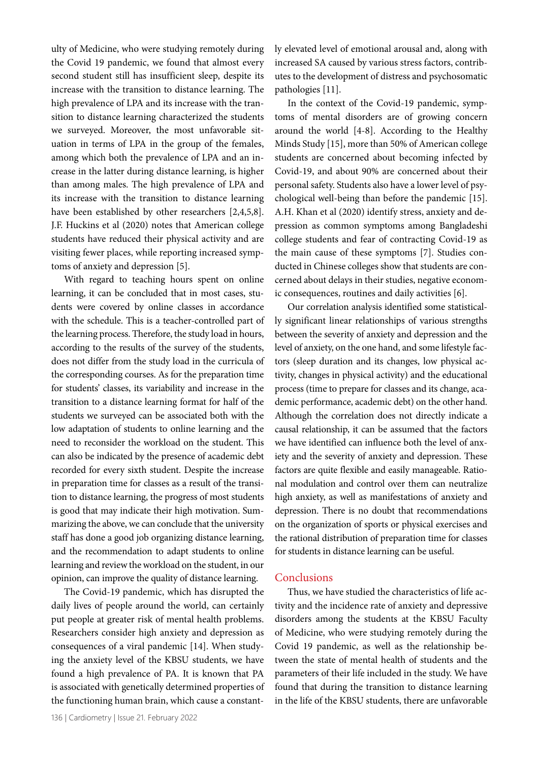ulty of Medicine, who were studying remotely during the Covid 19 pandemic, we found that almost every second student still has insufficient sleep, despite its increase with the transition to distance learning. The high prevalence of LPA and its increase with the transition to distance learning characterized the students we surveyed. Moreover, the most unfavorable situation in terms of LPA in the group of the females, among which both the prevalence of LPA and an increase in the latter during distance learning, is higher than among males. The high prevalence of LPA and its increase with the transition to distance learning have been established by other researchers [2,4,5,8]. J.F. Huckins et al (2020) notes that American college students have reduced their physical activity and are visiting fewer places, while reporting increased symptoms of anxiety and depression [5].

With regard to teaching hours spent on online learning, it can be concluded that in most cases, students were covered by online classes in accordance with the schedule. This is a teacher-controlled part of the learning process. Therefore, the study load in hours, according to the results of the survey of the students, does not differ from the study load in the curricula of the corresponding courses. As for the preparation time for students' classes, its variability and increase in the transition to a distance learning format for half of the students we surveyed can be associated both with the low adaptation of students to online learning and the need to reconsider the workload on the student. This can also be indicated by the presence of academic debt recorded for every sixth student. Despite the increase in preparation time for classes as a result of the transition to distance learning, the progress of most students is good that may indicate their high motivation. Summarizing the above, we can conclude that the university staff has done a good job organizing distance learning, and the recommendation to adapt students to online learning and review the workload on the student, in our opinion, can improve the quality of distance learning.

The Covid-19 pandemic, which has disrupted the daily lives of people around the world, can certainly put people at greater risk of mental health problems. Researchers consider high anxiety and depression as consequences of a viral pandemic [14]. When studying the anxiety level of the KBSU students, we have found a high prevalence of PA. It is known that PA is associated with genetically determined properties of the functioning human brain, which cause a constantly elevated level of emotional arousal and, along with increased SA caused by various stress factors, contributes to the development of distress and psychosomatic pathologies [11].

In the context of the Covid-19 pandemic, symptoms of mental disorders are of growing concern around the world [4-8]. According to the Healthy Minds Study [15], more than 50% of American college students are concerned about becoming infected by Covid-19, and about 90% are concerned about their personal safety. Students also have a lower level of psychological well-being than before the pandemic [15]. A.H. Khan et al (2020) identify stress, anxiety and depression as common symptoms among Bangladeshi college students and fear of contracting Covid-19 as the main cause of these symptoms [7]. Studies conducted in Chinese colleges show that students are concerned about delays in their studies, negative economic consequences, routines and daily activities [6].

Our correlation analysis identified some statistically significant linear relationships of various strengths between the severity of anxiety and depression and the level of anxiety, on the one hand, and some lifestyle factors (sleep duration and its changes, low physical activity, changes in physical activity) and the educational process (time to prepare for classes and its change, academic performance, academic debt) on the other hand. Although the correlation does not directly indicate a causal relationship, it can be assumed that the factors we have identified can influence both the level of anxiety and the severity of anxiety and depression. These factors are quite flexible and easily manageable. Rational modulation and control over them can neutralize high anxiety, as well as manifestations of anxiety and depression. There is no doubt that recommendations on the organization of sports or physical exercises and the rational distribution of preparation time for classes for students in distance learning can be useful.

## Conclusions

Thus, we have studied the characteristics of life activity and the incidence rate of anxiety and depressive disorders among the students at the KBSU Faculty of Medicine, who were studying remotely during the Covid 19 pandemic, as well as the relationship between the state of mental health of students and the parameters of their life included in the study. We have found that during the transition to distance learning in the life of the KBSU students, there are unfavorable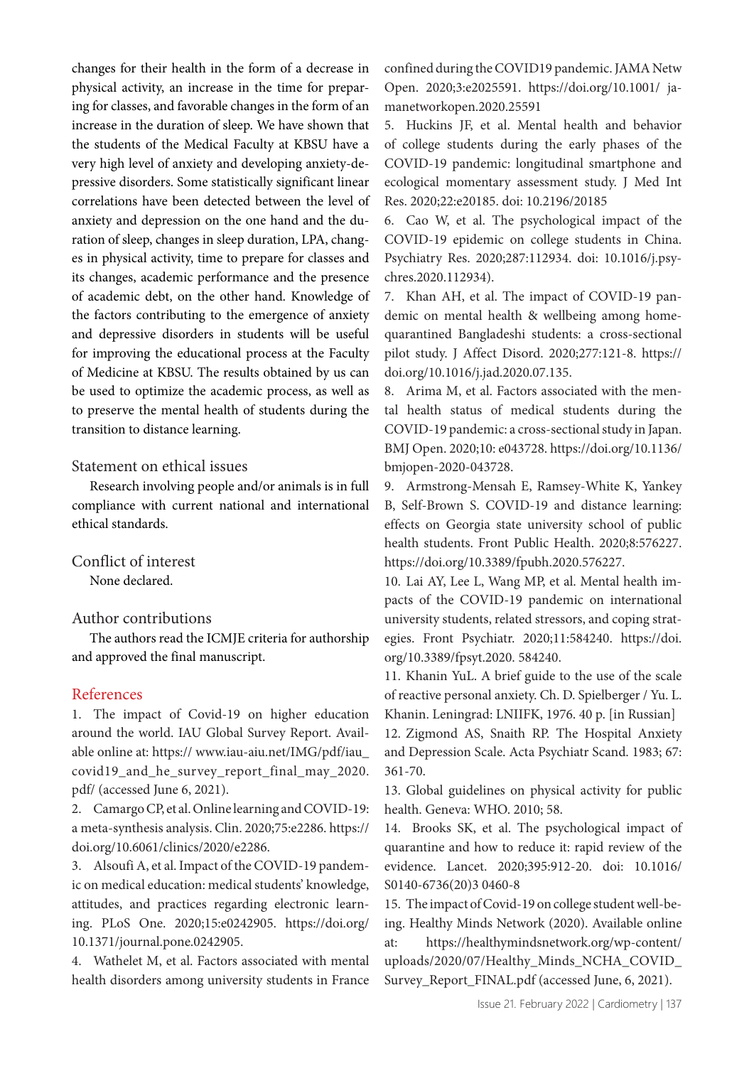changes for their health in the form of a decrease in physical activity, an increase in the time for preparing for classes, and favorable changes in the form of an increase in the duration of sleep. We have shown that the students of the Medical Faculty at KBSU have a very high level of anxiety and developing anxiety-depressive disorders. Some statistically significant linear correlations have been detected between the level of anxiety and depression on the one hand and the duration of sleep, changes in sleep duration, LPA, changes in physical activity, time to prepare for classes and its changes, academic performance and the presence of academic debt, on the other hand. Knowledge of the factors contributing to the emergence of anxiety and depressive disorders in students will be useful for improving the educational process at the Faculty of Medicine at KBSU. The results obtained by us can be used to optimize the academic process, as well as to preserve the mental health of students during the transition to distance learning.

## Statement on ethical issues

Research involving people and/or animals is in full compliance with current national and international ethical standards.

## Conflict of interest

None declared.

## Author contributions

The authors read the ICMJE criteria for authorship and approved the final manuscript.

## References

1. The impact of Covid-19 on higher education around the world. IAU Global Survey Report. Available online at: https:// www.iau-aiu.net/IMG/pdf/iau_covid19_and_he_survey_report_final_may_2020.pdf/ (accessed June 6, 2021).
2. Camargo CP, et al. Online learning and COVID-19: a meta-synthesis analysis. Clin. 2020;75:e2286. https://doi.org/10.6061/clinics/2020/e2286.
3. Alsoufi A, et al. Impact of the COVID-19 pandemic on medical education: medical students' knowledge, attitudes, and practices regarding electronic learning. PLoS One. 2020;15:e0242905. https://doi.org/10.1371/journal.pone.0242905.
4. Wathelet M, et al. Factors associated with mental health disorders among university students in France confined during the COVID19 pandemic. JAMA Netw Open. 2020;3:e2025591. https://doi.org/10.1001/ jamanetworkopen.2020.25591
5. Huckins JF, et al. Mental health and behavior of college students during the early phases of the COVID-19 pandemic: longitudinal smartphone and ecological momentary assessment study. J Med Int Res. 2020;22:e20185. doi: 10.2196/20185
6. Cao W, et al. The psychological impact of the COVID-19 epidemic on college students in China. Psychiatry Res. 2020;287:112934. doi: 10.1016/j.psychres.2020.112934).
7. Khan AH, et al. The impact of COVID-19 pandemic on mental health & wellbeing among home-quarantined Bangladeshi students: a cross-sectional pilot study. J Affect Disord. 2020;277:121-8. https://doi.org/10.1016/j.jad.2020.07.135.
8. Arima M, et al. Factors associated with the mental health status of medical students during the COVID-19 pandemic: a cross-sectional study in Japan. BMJ Open. 2020;10: e043728. https://doi.org/10.1136/bmjopen-2020-043728.
9. Armstrong-Mensah E, Ramsey-White K, Yankey B, Self-Brown S. COVID-19 and distance learning: effects on Georgia state university school of public health students. Front Public Health. 2020;8:576227. https://doi.org/10.3389/fpubh.2020.576227.
10. Lai AY, Lee L, Wang MP, et al. Mental health impacts of the COVID-19 pandemic on international university students, related stressors, and coping strategies. Front Psychiatr. 2020;11:584240. https://doi.org/10.3389/fpsyt.2020. 584240.
11. Khanin YuL. A brief guide to the use of the scale of reactive personal anxiety. Ch. D. Spielberger / Yu. L. Khanin. Leningrad: LNIIFK, 1976. 40 p. [in Russian]
12. Zigmond AS, Snaith RP. The Hospital Anxiety and Depression Scale. Acta Psychiatr Scand. 1983; 67: 361-70.
13. Global guidelines on physical activity for public health. Geneva: WHO. 2010; 58.
14. Brooks SK, et al. The psychological impact of quarantine and how to reduce it: rapid review of the evidence. Lancet. 2020;395:912-20. doi: 10.1016/ S0140-6736(20)3 0460-8
15. The impact of Covid-19 on college student well-being. Healthy Minds Network (2020). Available online at: https://healthymindsnetwork.org/wp-content/uploads/2020/07/Healthy_Minds_NCHA_COVID_Survey_Report_FINAL.pdf (accessed June, 6, 2021).